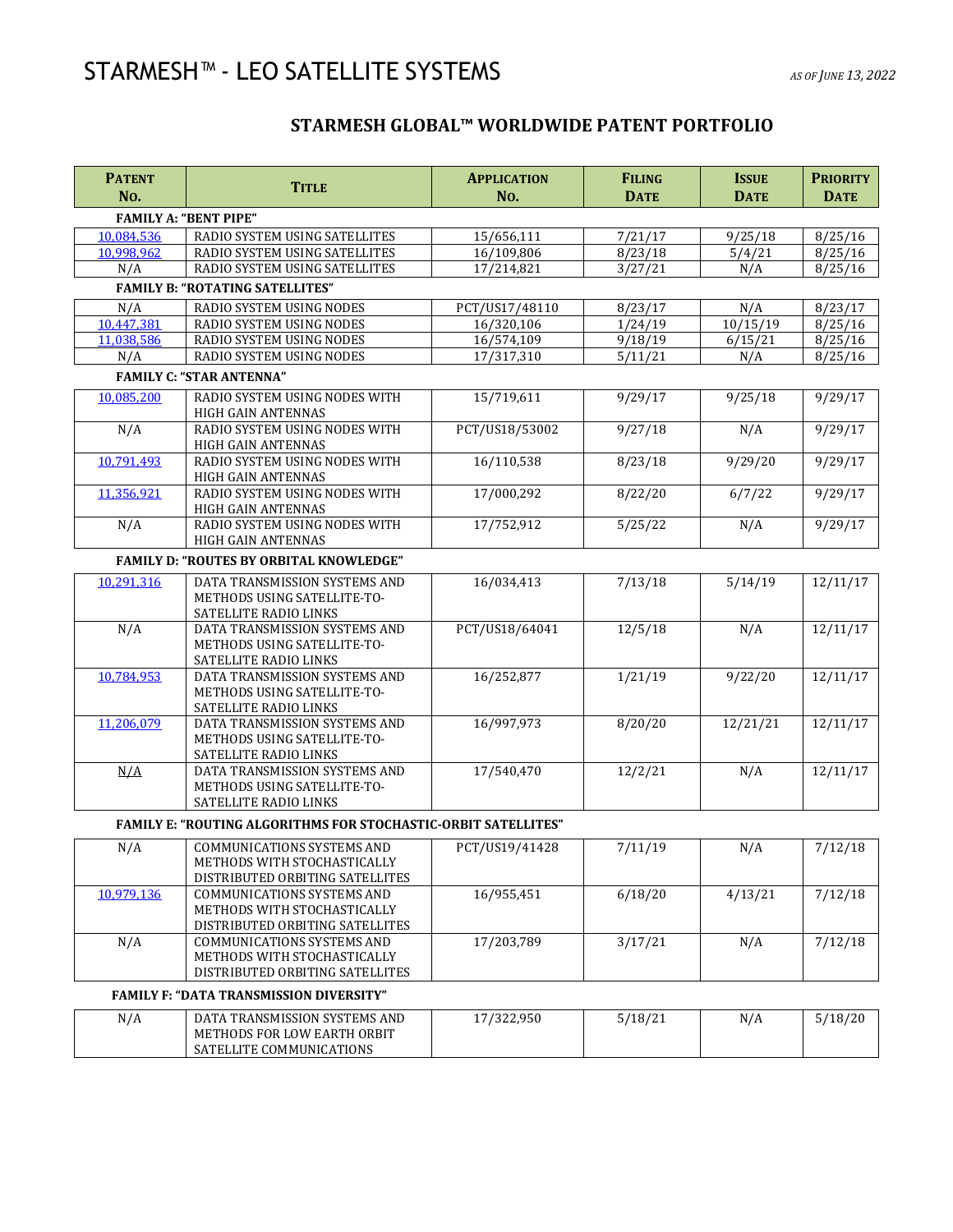# STARMESH™ - LEO SATELLITE SYSTEMS

*AS OF JUNE 13, 2022*

## STARMESH GLOBAL™ WORLDWIDE PATENT PORTFOLIO

| Patent No. | Title | Application No. | Filing Date | Issue Date | Priority Date |
|---|---|---|---|---|---|
| **FAMILY A: "BENT PIPE"** | | | | | |
| 10,084,536 | RADIO SYSTEM USING SATELLITES | 15/656,111 | 7/21/17 | 9/25/18 | 8/25/16 |
| 10,998,962 | RADIO SYSTEM USING SATELLITES | 16/109,806 | 8/23/18 | 5/4/21 | 8/25/16 |
| N/A | RADIO SYSTEM USING SATELLITES | 17/214,821 | 3/27/21 | N/A | 8/25/16 |
| **FAMILY B: "ROTATING SATELLITES"** | | | | | |
| N/A | RADIO SYSTEM USING NODES | PCT/US17/48110 | 8/23/17 | N/A | 8/23/17 |
| 10,447,381 | RADIO SYSTEM USING NODES | 16/320,106 | 1/24/19 | 10/15/19 | 8/25/16 |
| 11,038,586 | RADIO SYSTEM USING NODES | 16/574,109 | 9/18/19 | 6/15/21 | 8/25/16 |
| N/A | RADIO SYSTEM USING NODES | 17/317,310 | 5/11/21 | N/A | 8/25/16 |
| **FAMILY C: "STAR ANTENNA"** | | | | | |
| 10,085,200 | RADIO SYSTEM USING NODES WITH HIGH GAIN ANTENNAS | 15/719,611 | 9/29/17 | 9/25/18 | 9/29/17 |
| N/A | RADIO SYSTEM USING NODES WITH HIGH GAIN ANTENNAS | PCT/US18/53002 | 9/27/18 | N/A | 9/29/17 |
| 10,791,493 | RADIO SYSTEM USING NODES WITH HIGH GAIN ANTENNAS | 16/110,538 | 8/23/18 | 9/29/20 | 9/29/17 |
| 11,356,921 | RADIO SYSTEM USING NODES WITH HIGH GAIN ANTENNAS | 17/000,292 | 8/22/20 | 6/7/22 | 9/29/17 |
| N/A | RADIO SYSTEM USING NODES WITH HIGH GAIN ANTENNAS | 17/752,912 | 5/25/22 | N/A | 9/29/17 |
| **FAMILY D: "ROUTES BY ORBITAL KNOWLEDGE"** | | | | | |
| 10,291,316 | DATA TRANSMISSION SYSTEMS AND METHODS USING SATELLITE-TO-SATELLITE RADIO LINKS | 16/034,413 | 7/13/18 | 5/14/19 | 12/11/17 |
| N/A | DATA TRANSMISSION SYSTEMS AND METHODS USING SATELLITE-TO-SATELLITE RADIO LINKS | PCT/US18/64041 | 12/5/18 | N/A | 12/11/17 |
| 10,784,953 | DATA TRANSMISSION SYSTEMS AND METHODS USING SATELLITE-TO-SATELLITE RADIO LINKS | 16/252,877 | 1/21/19 | 9/22/20 | 12/11/17 |
| 11,206,079 | DATA TRANSMISSION SYSTEMS AND METHODS USING SATELLITE-TO-SATELLITE RADIO LINKS | 16/997,973 | 8/20/20 | 12/21/21 | 12/11/17 |
| N/A | DATA TRANSMISSION SYSTEMS AND METHODS USING SATELLITE-TO-SATELLITE RADIO LINKS | 17/540,470 | 12/2/21 | N/A | 12/11/17 |
| **FAMILY E: "ROUTING ALGORITHMS FOR STOCHASTIC-ORBIT SATELLITES"** | | | | | |
| N/A | COMMUNICATIONS SYSTEMS AND METHODS WITH STOCHASTICALLY DISTRIBUTED ORBITING SATELLITES | PCT/US19/41428 | 7/11/19 | N/A | 7/12/18 |
| 10,979,136 | COMMUNICATIONS SYSTEMS AND METHODS WITH STOCHASTICALLY DISTRIBUTED ORBITING SATELLITES | 16/955,451 | 6/18/20 | 4/13/21 | 7/12/18 |
| N/A | COMMUNICATIONS SYSTEMS AND METHODS WITH STOCHASTICALLY DISTRIBUTED ORBITING SATELLITES | 17/203,789 | 3/17/21 | N/A | 7/12/18 |
| **FAMILY F: "DATA TRANSMISSION DIVERSITY"** | | | | | |
| N/A | DATA TRANSMISSION SYSTEMS AND METHODS FOR LOW EARTH ORBIT SATELLITE COMMUNICATIONS | 17/322,950 | 5/18/21 | N/A | 5/18/20 |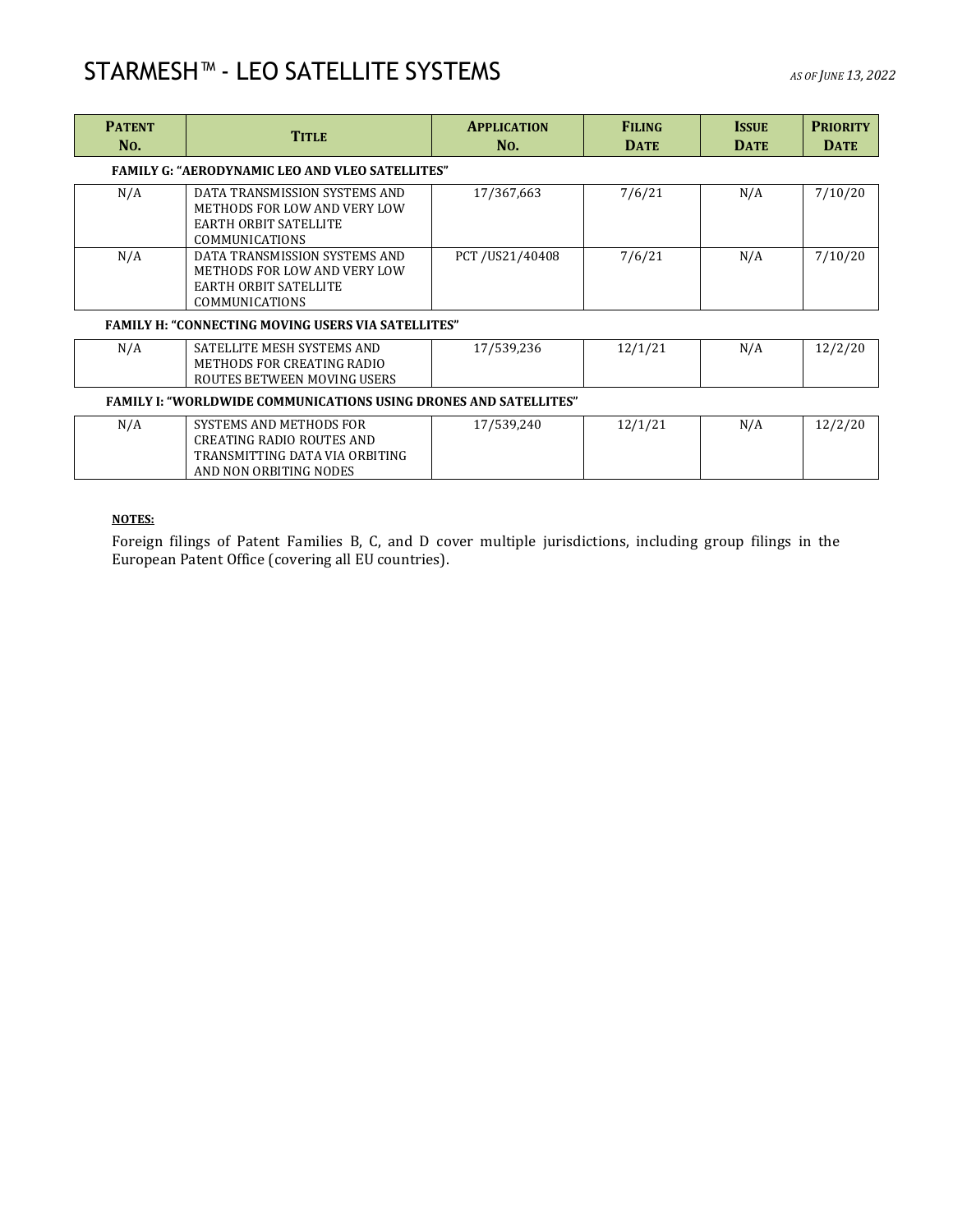# STARMESH™ - LEO SATELLITE SYSTEMS

*AS OF JUNE 13, 2022*

| **Patent No.** | **Title** | **Application No.** | **Filing Date** | **Issue Date** | **Priority Date** |
|---|---|---|---|---|---|
| **FAMILY G: "AERODYNAMIC LEO AND VLEO SATELLITES"** | | | | | |
| N/A | DATA TRANSMISSION SYSTEMS AND METHODS FOR LOW AND VERY LOW EARTH ORBIT SATELLITE COMMUNICATIONS | 17/367,663 | 7/6/21 | N/A | 7/10/20 |
| N/A | DATA TRANSMISSION SYSTEMS AND METHODS FOR LOW AND VERY LOW EARTH ORBIT SATELLITE COMMUNICATIONS | PCT /US21/40408 | 7/6/21 | N/A | 7/10/20 |
| **FAMILY H: "CONNECTING MOVING USERS VIA SATELLITES"** | | | | | |
| N/A | SATELLITE MESH SYSTEMS AND METHODS FOR CREATING RADIO ROUTES BETWEEN MOVING USERS | 17/539,236 | 12/1/21 | N/A | 12/2/20 |
| **FAMILY I: "WORLDWIDE COMMUNICATIONS USING DRONES AND SATELLITES"** | | | | | |
| N/A | SYSTEMS AND METHODS FOR CREATING RADIO ROUTES AND TRANSMITTING DATA VIA ORBITING AND NON ORBITING NODES | 17/539,240 | 12/1/21 | N/A | 12/2/20 |

**NOTES:**

Foreign filings of Patent Families B, C, and D cover multiple jurisdictions, including group filings in the European Patent Office (covering all EU countries).